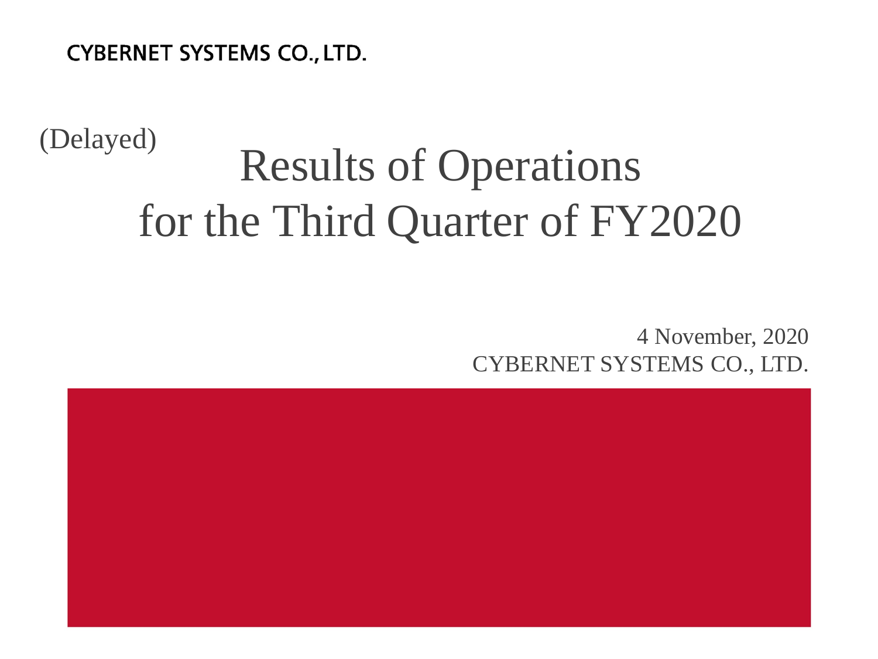CYBERNET SYSTEMS CO., LTD.

(Delayed)

# Results of Operations for the Third Quarter of FY2020

4 November, 2020

CYBERNET SYSTEMS CO., LTD.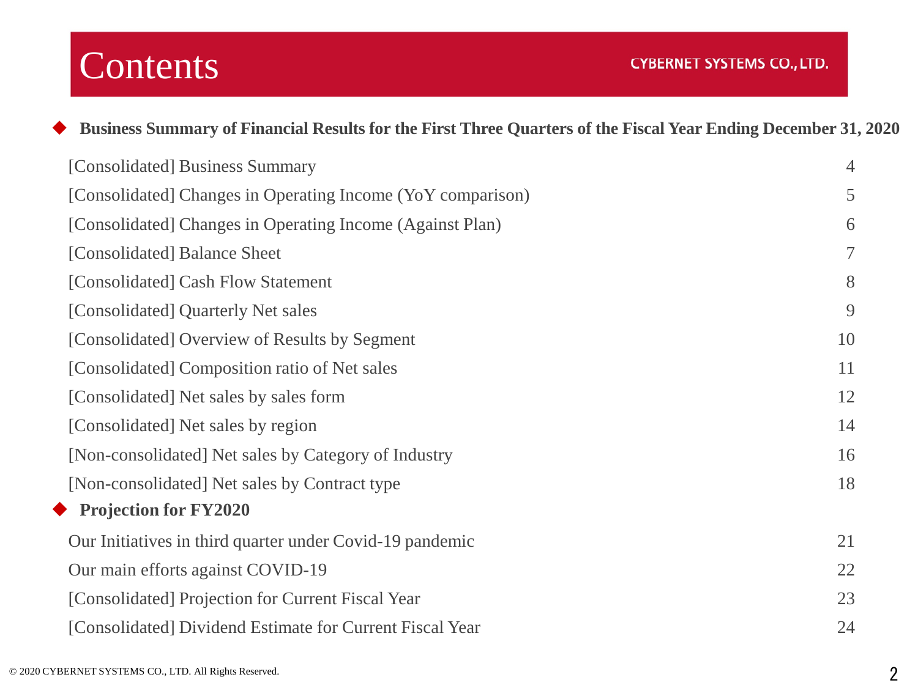# Contents

CYBERNET SYSTEMS CO., LTD.

### ◆ Business Summary of Financial Results for the First Three Quarters of the Fiscal Year Ending December 31, 2020

| | |
|---|---|
| [Consolidated] Business Summary | 4 |
| [Consolidated] Changes in Operating Income (YoY comparison) | 5 |
| [Consolidated] Changes in Operating Income (Against Plan) | 6 |
| [Consolidated] Balance Sheet | 7 |
| [Consolidated] Cash Flow Statement | 8 |
| [Consolidated] Quarterly Net sales | 9 |
| [Consolidated] Overview of Results by Segment | 10 |
| [Consolidated] Composition ratio of Net sales | 11 |
| [Consolidated] Net sales by sales form | 12 |
| [Consolidated] Net sales by region | 14 |
| [Non-consolidated] Net sales by Category of Industry | 16 |
| [Non-consolidated] Net sales by Contract type | 18 |

### ◆ Projection for FY2020

| | |
|---|---|
| Our Initiatives in third quarter under Covid-19 pandemic | 21 |
| Our main efforts against COVID-19 | 22 |
| [Consolidated] Projection for Current Fiscal Year | 23 |
| [Consolidated] Dividend Estimate for Current Fiscal Year | 24 |

© 2020 CYBERNET SYSTEMS CO., LTD. All Rights Reserved.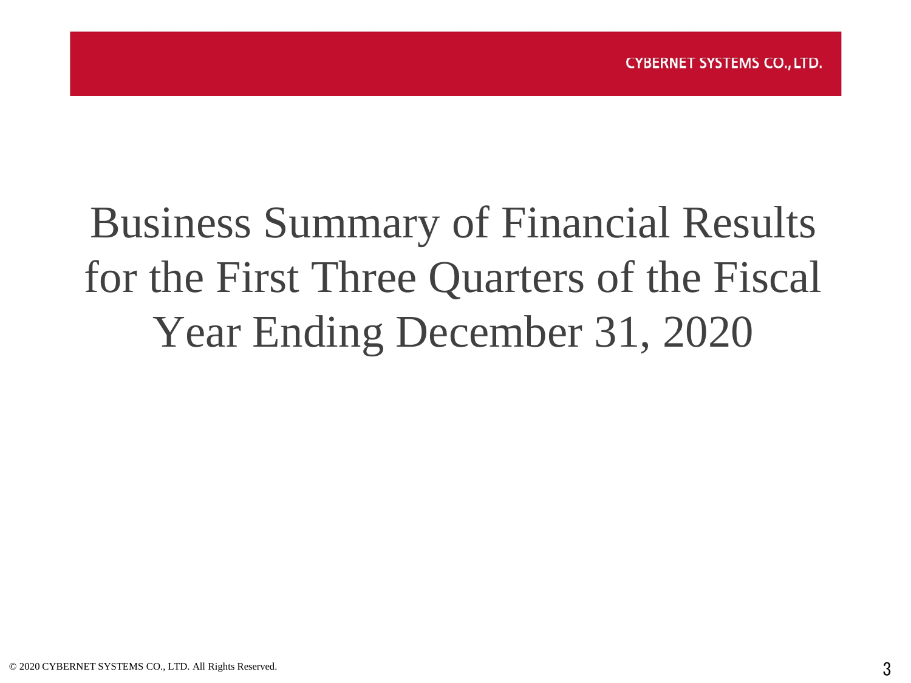# Business Summary of Financial Results for the First Three Quarters of the Fiscal Year Ending December 31, 2020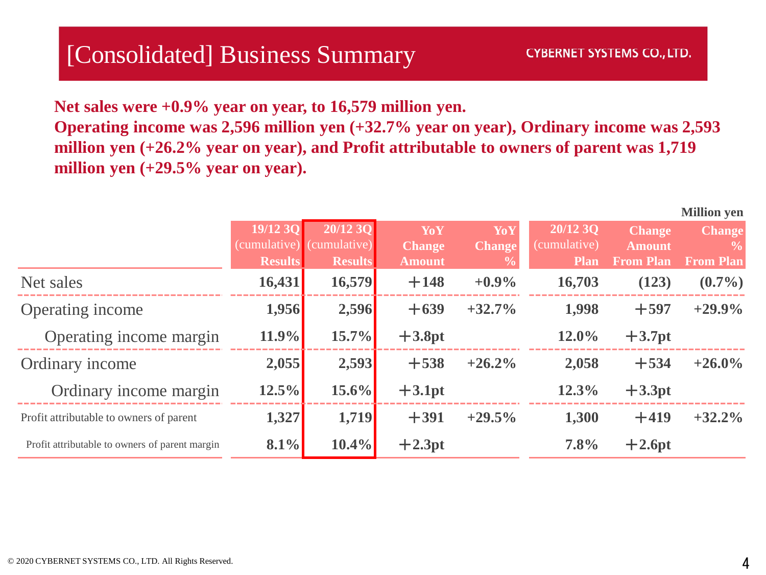# [Consolidated] Business Summary

**Net sales were +0.9% year on year, to 16,579 million yen.**
**Operating income was 2,596 million yen (+32.7% year on year), Ordinary income was 2,593 million yen (+26.2% year on year), and Profit attributable to owners of parent was 1,719 million yen (+29.5% year on year).**

Million yen

| | 19/12 3Q (cumulative) Results | 20/12 3Q (cumulative) Results | YoY Change Amount | YoY Change % | 20/12 3Q (cumulative) Plan | Change Amount From Plan | Change % From Plan |
|---|---|---|---|---|---|---|---|
| Net sales | 16,431 | 16,579 | ＋148 | +0.9% | 16,703 | (123) | (0.7%) |
| Operating income | 1,956 | 2,596 | ＋639 | +32.7% | 1,998 | ＋597 | +29.9% |
| Operating income margin | 11.9% | 15.7% | ＋3.8pt | | 12.0% | ＋3.7pt | |
| Ordinary income | 2,055 | 2,593 | ＋538 | +26.2% | 2,058 | ＋534 | +26.0% |
| Ordinary income margin | 12.5% | 15.6% | ＋3.1pt | | 12.3% | ＋3.3pt | |
| Profit attributable to owners of parent | 1,327 | 1,719 | ＋391 | +29.5% | 1,300 | ＋419 | +32.2% |
| Profit attributable to owners of parent margin | 8.1% | 10.4% | ＋2.3pt | | 7.8% | ＋2.6pt | |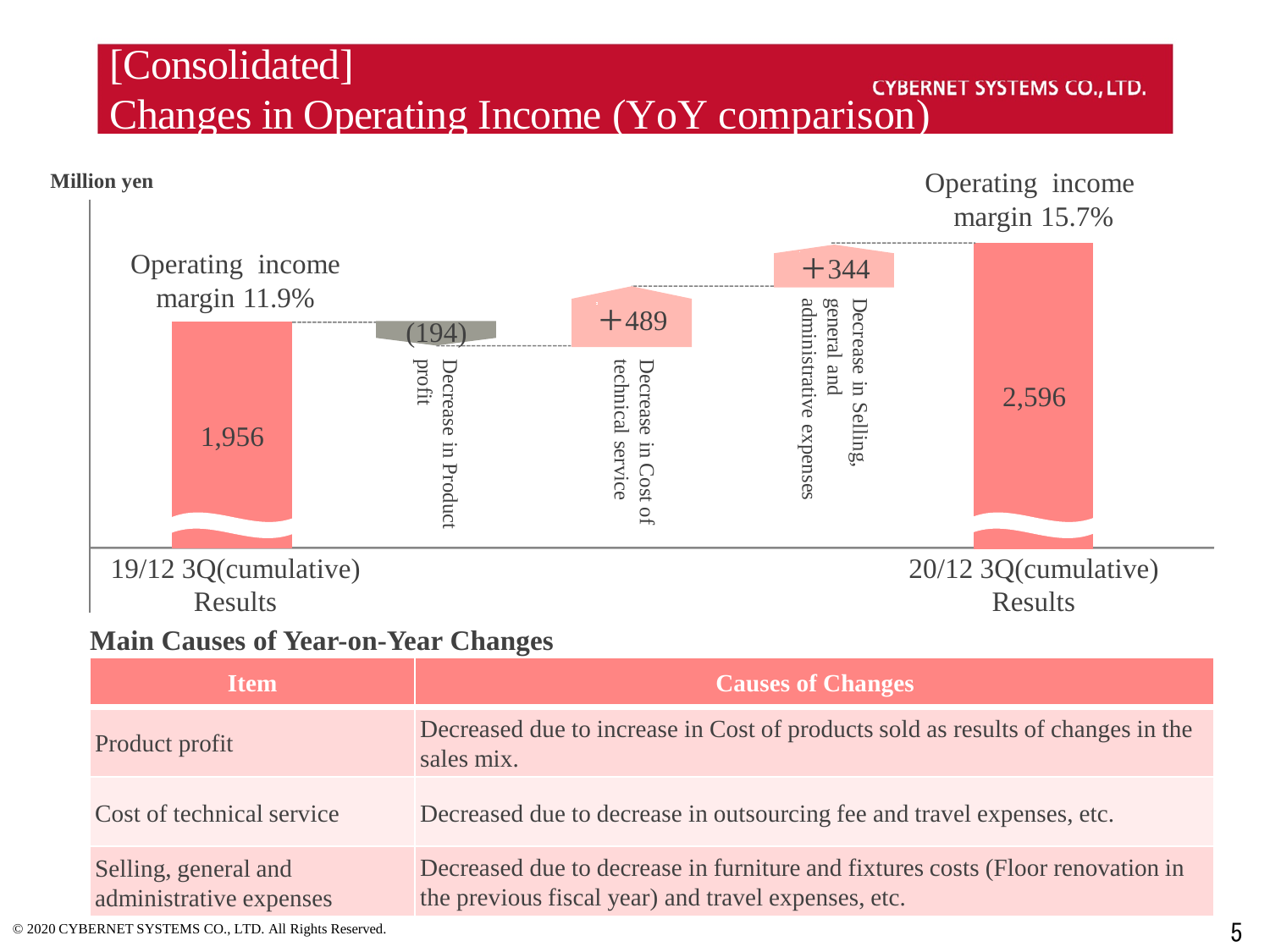# [Consolidated] Changes in Operating Income (YoY comparison)

CYBERNET SYSTEMS CO., LTD.

Million yen

| | Value |
|---|---|
| 19/12 3Q(cumulative) Results (Operating income margin 11.9%) | 1,956 |
| Decrease in Product profit | (194) |
| Decrease in Cost of technical service | +489 |
| Decrease in Selling, general and administrative expenses | +344 |
| 20/12 3Q(cumulative) Results (Operating income margin 15.7%) | 2,596 |

## Main Causes of Year-on-Year Changes

| Item | Causes of Changes |
|---|---|
| Product profit | Decreased due to increase in Cost of products sold as results of changes in the sales mix. |
| Cost of technical service | Decreased due to decrease in outsourcing fee and travel expenses, etc. |
| Selling, general and administrative expenses | Decreased due to decrease in furniture and fixtures costs (Floor renovation in the previous fiscal year) and travel expenses, etc. |

© 2020 CYBERNET SYSTEMS CO., LTD. All Rights Reserved.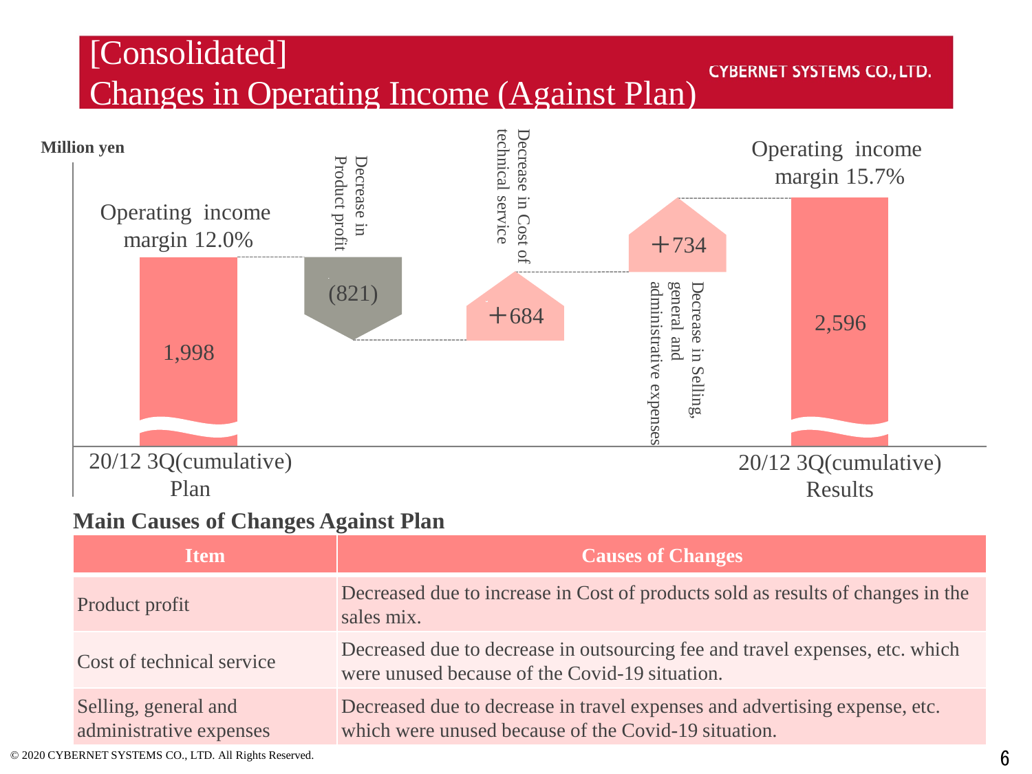# [Consolidated] Changes in Operating Income (Against Plan)

CYBERNET SYSTEMS CO., LTD.

Million yen

| | 20/12 3Q(cumulative) Plan | Decrease in Product profit | Decrease in Cost of technical service | Decrease in Selling, general and administrative expenses | 20/12 3Q(cumulative) Results |
|---|---|---|---|---|---|
| Amount | 1,998 | (821) | ＋684 | ＋734 | 2,596 |
| Operating income margin | 12.0% | | | | 15.7% |

## Main Causes of Changes Against Plan

| Item | Causes of Changes |
|---|---|
| Product profit | Decreased due to increase in Cost of products sold as results of changes in the sales mix. |
| Cost of technical service | Decreased due to decrease in outsourcing fee and travel expenses, etc. which were unused because of the Covid-19 situation. |
| Selling, general and administrative expenses | Decreased due to decrease in travel expenses and advertising expense, etc. which were unused because of the Covid-19 situation. |

© 2020 CYBERNET SYSTEMS CO., LTD. All Rights Reserved.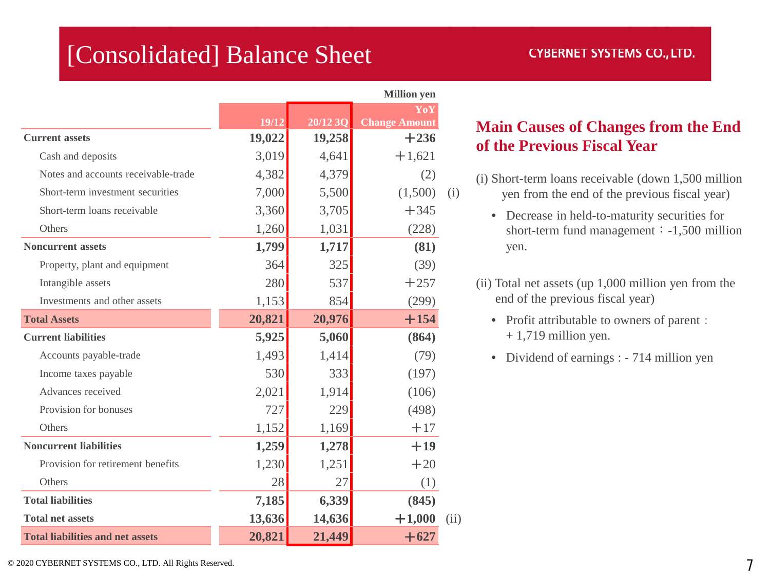# [Consolidated] Balance Sheet

CYBERNET SYSTEMS CO., LTD.

Million yen

| | 19/12 | 20/12 3Q | YoY Change Amount | |
|---|---|---|---|---|
| **Current assets** | **19,022** | **19,258** | **+236** | |
| Cash and deposits | 3,019 | 4,641 | +1,621 | |
| Notes and accounts receivable-trade | 4,382 | 4,379 | (2) | |
| Short-term investment securities | 7,000 | 5,500 | (1,500) | (i) |
| Short-term loans receivable | 3,360 | 3,705 | +345 | |
| Others | 1,260 | 1,031 | (228) | |
| **Noncurrent assets** | **1,799** | **1,717** | **(81)** | |
| Property, plant and equipment | 364 | 325 | (39) | |
| Intangible assets | 280 | 537 | +257 | |
| Investments and other assets | 1,153 | 854 | (299) | |
| **Total Assets** | **20,821** | **20,976** | **+154** | |
| **Current liabilities** | **5,925** | **5,060** | **(864)** | |
| Accounts payable-trade | 1,493 | 1,414 | (79) | |
| Income taxes payable | 530 | 333 | (197) | |
| Advances received | 2,021 | 1,914 | (106) | |
| Provision for bonuses | 727 | 229 | (498) | |
| Others | 1,152 | 1,169 | +17 | |
| **Noncurrent liabilities** | **1,259** | **1,278** | **+19** | |
| Provision for retirement benefits | 1,230 | 1,251 | +20 | |
| Others | 28 | 27 | (1) | |
| **Total liabilities** | **7,185** | **6,339** | **(845)** | |
| **Total net assets** | **13,636** | **14,636** | **+1,000** | (ii) |
| **Total liabilities and net assets** | **20,821** | **21,449** | **+627** | |

## Main Causes of Changes from the End of the Previous Fiscal Year

(i) Short-term loans receivable (down 1,500 million yen from the end of the previous fiscal year)

- Decrease in held-to-maturity securities for short-term fund management：-1,500 million yen.

(ii) Total net assets (up 1,000 million yen from the end of the previous fiscal year)

- Profit attributable to owners of parent：+ 1,719 million yen.
- Dividend of earnings : - 714 million yen

© 2020 CYBERNET SYSTEMS CO., LTD. All Rights Reserved.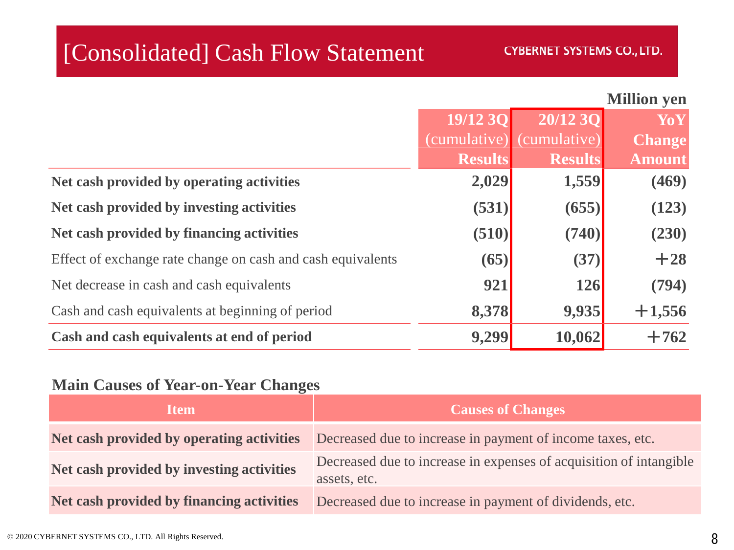# [Consolidated] Cash Flow Statement

CYBERNET SYSTEMS CO., LTD.

Million yen

| | 19/12 3Q (cumulative) Results | 20/12 3Q (cumulative) Results | YoY Change Amount |
|---|---|---|---|
| **Net cash provided by operating activities** | **2,029** | **1,559** | **(469)** |
| **Net cash provided by investing activities** | **(531)** | **(655)** | **(123)** |
| **Net cash provided by financing activities** | **(510)** | **(740)** | **(230)** |
| Effect of exchange rate change on cash and cash equivalents | **(65)** | **(37)** | **＋28** |
| Net decrease in cash and cash equivalents | **921** | **126** | **(794)** |
| Cash and cash equivalents at beginning of period | **8,378** | **9,935** | **＋1,556** |
| **Cash and cash equivalents at end of period** | **9,299** | **10,062** | **＋762** |

## Main Causes of Year-on-Year Changes

| Item | Causes of Changes |
|---|---|
| **Net cash provided by operating activities** | Decreased due to increase in payment of income taxes, etc. |
| **Net cash provided by investing activities** | Decreased due to increase in expenses of acquisition of intangible assets, etc. |
| **Net cash provided by financing activities** | Decreased due to increase in payment of dividends, etc. |

© 2020 CYBERNET SYSTEMS CO., LTD. All Rights Reserved.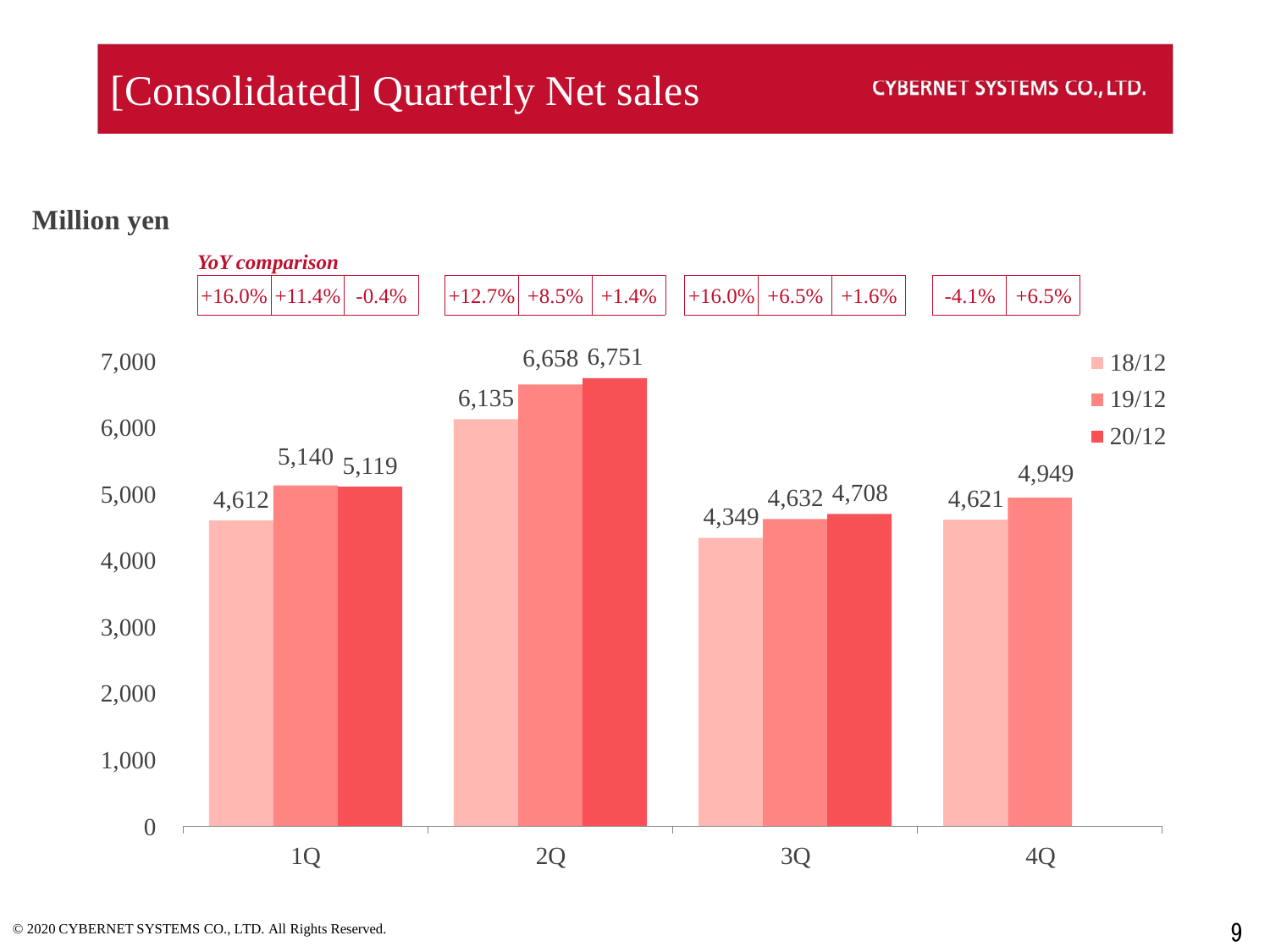# [Consolidated] Quarterly Net sales

**Million yen**

***YoY comparison***

| Quarter | 18/12 | 19/12 | 20/12 |
|---|---|---|---|
| 1Q | 4,612 | 5,140 | 5,119 |
| YoY | +16.0% | +11.4% | -0.4% |
| 2Q | 6,135 | 6,658 | 6,751 |
| YoY | +12.7% | +8.5% | +1.4% |
| 3Q | 4,349 | 4,632 | 4,708 |
| YoY | +16.0% | +6.5% | +1.6% |
| 4Q | 4,621 | 4,949 | |
| YoY | -4.1% | +6.5% | |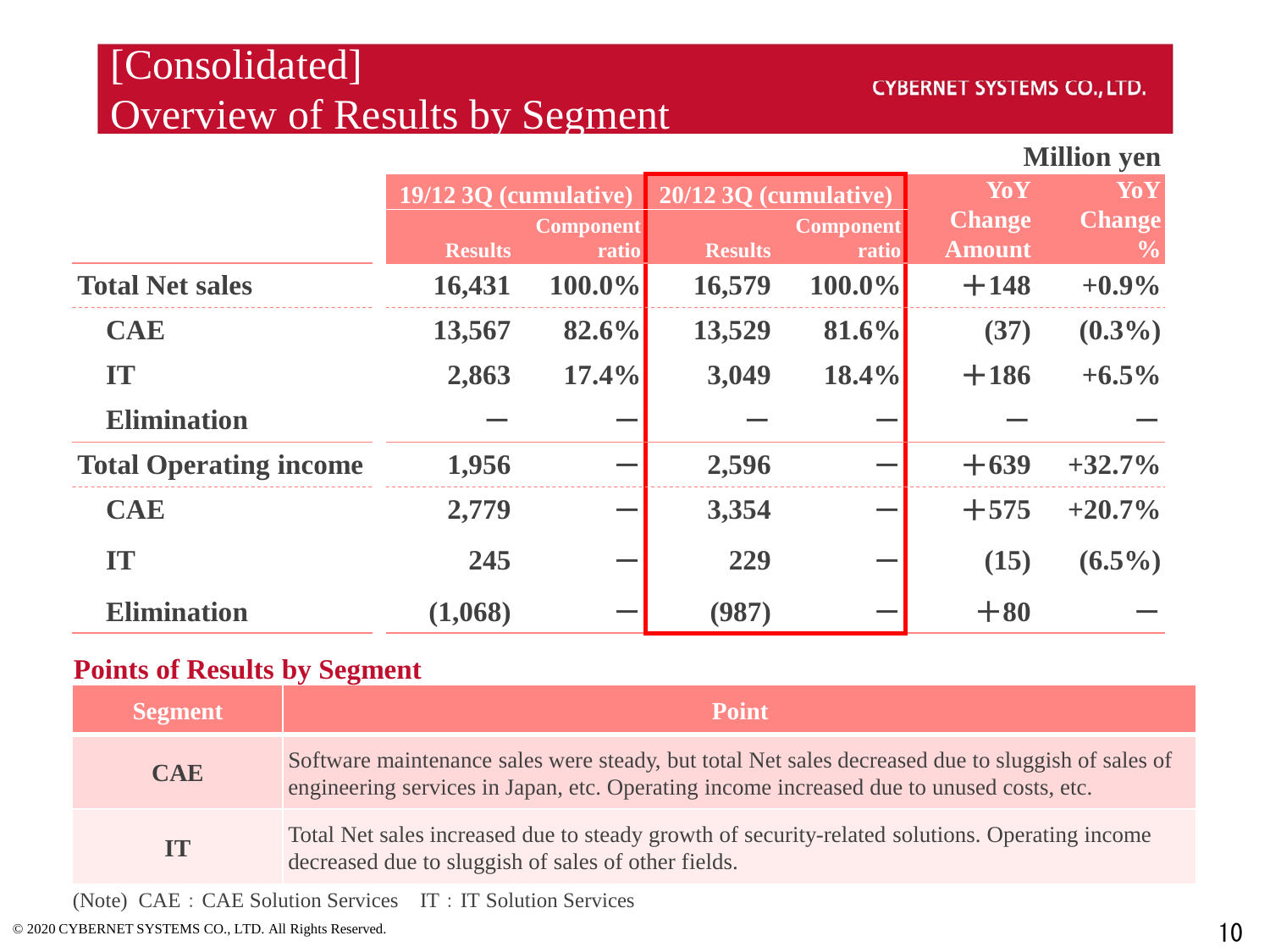# [Consolidated] Overview of Results by Segment

CYBERNET SYSTEMS CO., LTD.

Million yen

| | 19/12 3Q (cumulative) | | 20/12 3Q (cumulative) | | YoY Change Amount | YoY Change % |
|---|---|---|---|---|---|---|
| | Results | Component ratio | Results | Component ratio | | |
| **Total Net sales** | 16,431 | 100.0% | 16,579 | 100.0% | ＋148 | +0.9% |
| CAE | 13,567 | 82.6% | 13,529 | 81.6% | (37) | (0.3%) |
| IT | 2,863 | 17.4% | 3,049 | 18.4% | ＋186 | +6.5% |
| Elimination | ー | ー | ー | ー | ー | ー |
| **Total Operating income** | 1,956 | ー | 2,596 | ー | ＋639 | +32.7% |
| CAE | 2,779 | ー | 3,354 | ー | ＋575 | +20.7% |
| IT | 245 | ー | 229 | ー | (15) | (6.5%) |
| Elimination | (1,068) | ー | (987) | ー | ＋80 | ー |

## Points of Results by Segment

| Segment | Point |
|---|---|
| CAE | Software maintenance sales were steady, but total Net sales decreased due to sluggish of sales of engineering services in Japan, etc. Operating income increased due to unused costs, etc. |
| IT | Total Net sales increased due to steady growth of security-related solutions. Operating income decreased due to sluggish of sales of other fields. |

(Note) CAE：CAE Solution Services IT：IT Solution Services

© 2020 CYBERNET SYSTEMS CO., LTD. All Rights Reserved.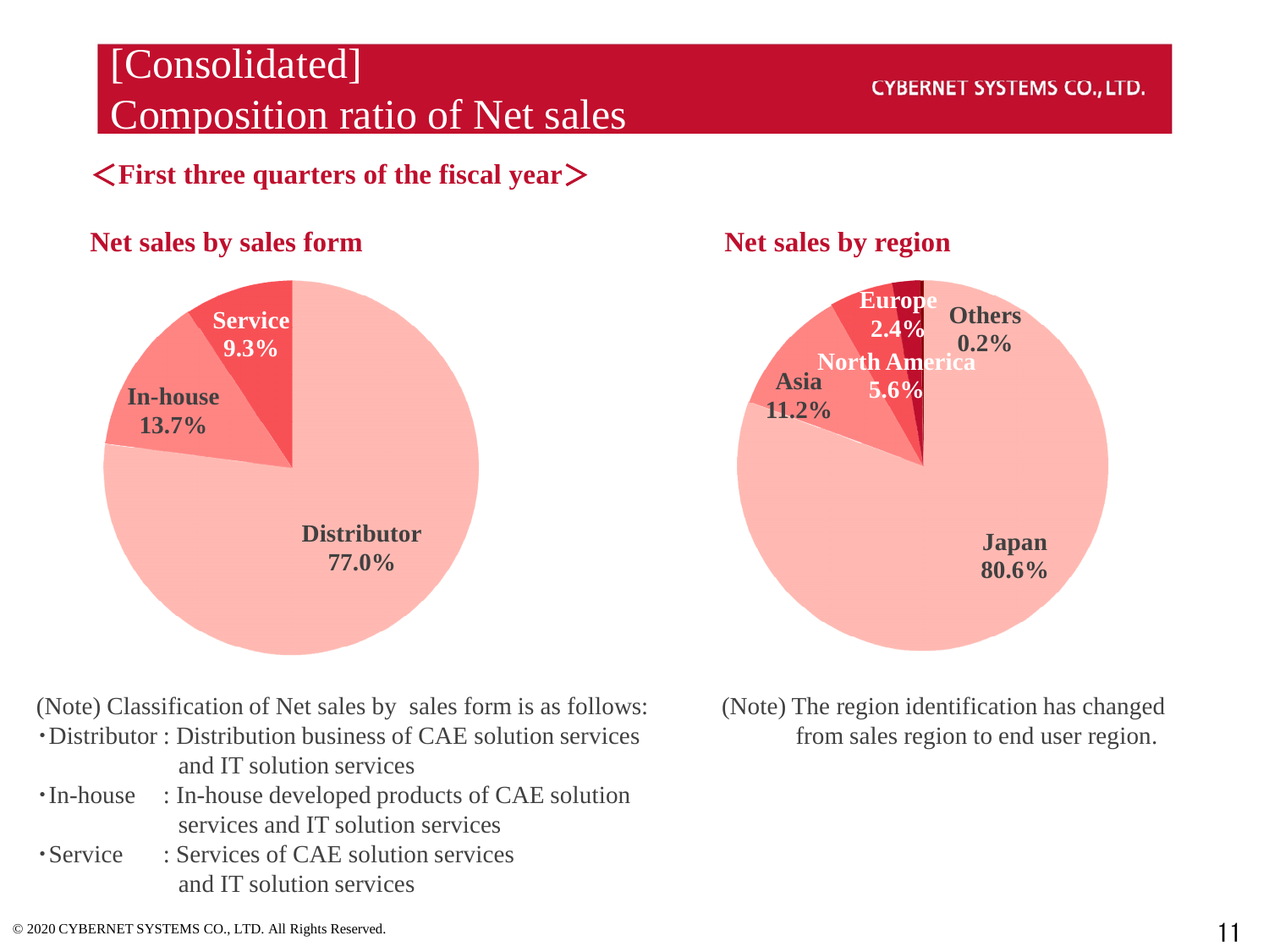# [Consolidated] Composition ratio of Net sales

CYBERNET SYSTEMS CO., LTD.

## ＜First three quarters of the fiscal year＞

### Net sales by sales form

| Sales form | Ratio |
|---|---|
| Distributor | 77.0% |
| In-house | 13.7% |
| Service | 9.3% |

(Note) Classification of Net sales by sales form is as follows:

- Distributor : Distribution business of CAE solution services and IT solution services
- In-house : In-house developed products of CAE solution services and IT solution services
- Service : Services of CAE solution services and IT solution services

### Net sales by region

| Region | Ratio |
|---|---|
| Japan | 80.6% |
| Asia | 11.2% |
| North America | 5.6% |
| Europe | 2.4% |
| Others | 0.2% |

(Note) The region identification has changed from sales region to end user region.

© 2020 CYBERNET SYSTEMS CO., LTD. All Rights Reserved.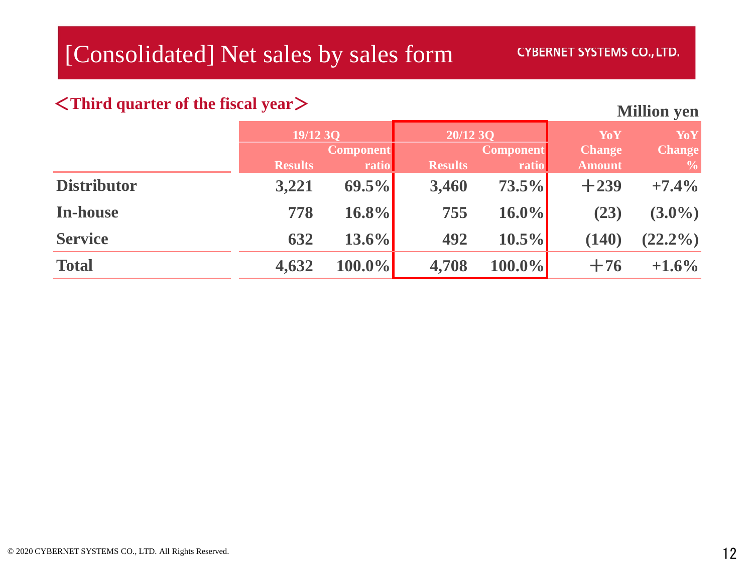# [Consolidated] Net sales by sales form

CYBERNET SYSTEMS CO., LTD.

## ＜Third quarter of the fiscal year＞

Million yen

| | 19/12 3Q | | 20/12 3Q | | YoY Change Amount | YoY Change % |
|---|---|---|---|---|---|---|
| | Results | Component ratio | Results | Component ratio | | |
| Distributor | 3,221 | 69.5% | 3,460 | 73.5% | ＋239 | +7.4% |
| In-house | 778 | 16.8% | 755 | 16.0% | (23) | (3.0%) |
| Service | 632 | 13.6% | 492 | 10.5% | (140) | (22.2%) |
| Total | 4,632 | 100.0% | 4,708 | 100.0% | ＋76 | +1.6% |

© 2020 CYBERNET SYSTEMS CO., LTD. All Rights Reserved.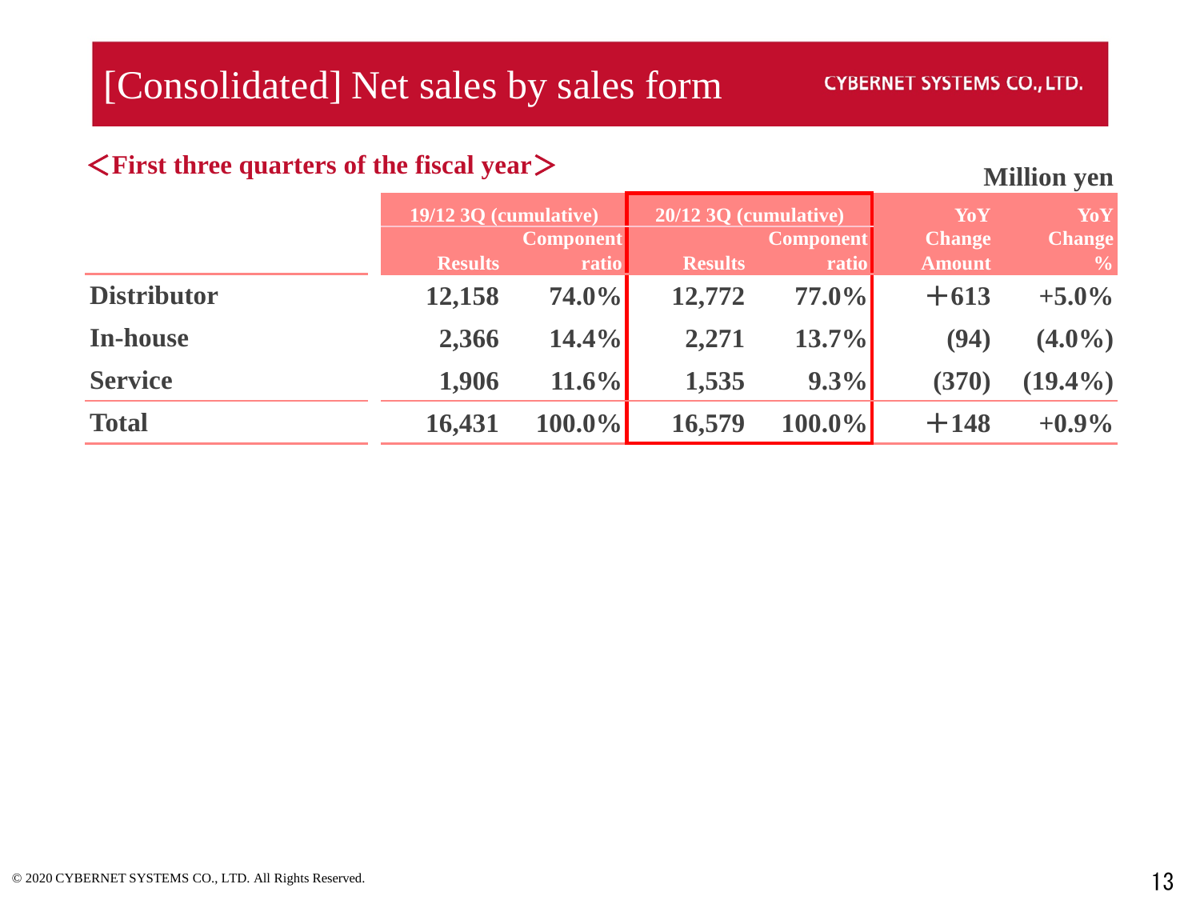# [Consolidated] Net sales by sales form

CYBERNET SYSTEMS CO., LTD.

## <First three quarters of the fiscal year>

Million yen

| | 19/12 3Q (cumulative) | | 20/12 3Q (cumulative) | | YoY Change Amount | YoY Change % |
|---|---|---|---|---|---|---|
| | Results | Component ratio | Results | Component ratio | | |
| **Distributor** | 12,158 | 74.0% | 12,772 | 77.0% | ＋613 | +5.0% |
| **In-house** | 2,366 | 14.4% | 2,271 | 13.7% | (94) | (4.0%) |
| **Service** | 1,906 | 11.6% | 1,535 | 9.3% | (370) | (19.4%) |
| **Total** | 16,431 | 100.0% | 16,579 | 100.0% | ＋148 | +0.9% |

© 2020 CYBERNET SYSTEMS CO., LTD. All Rights Reserved.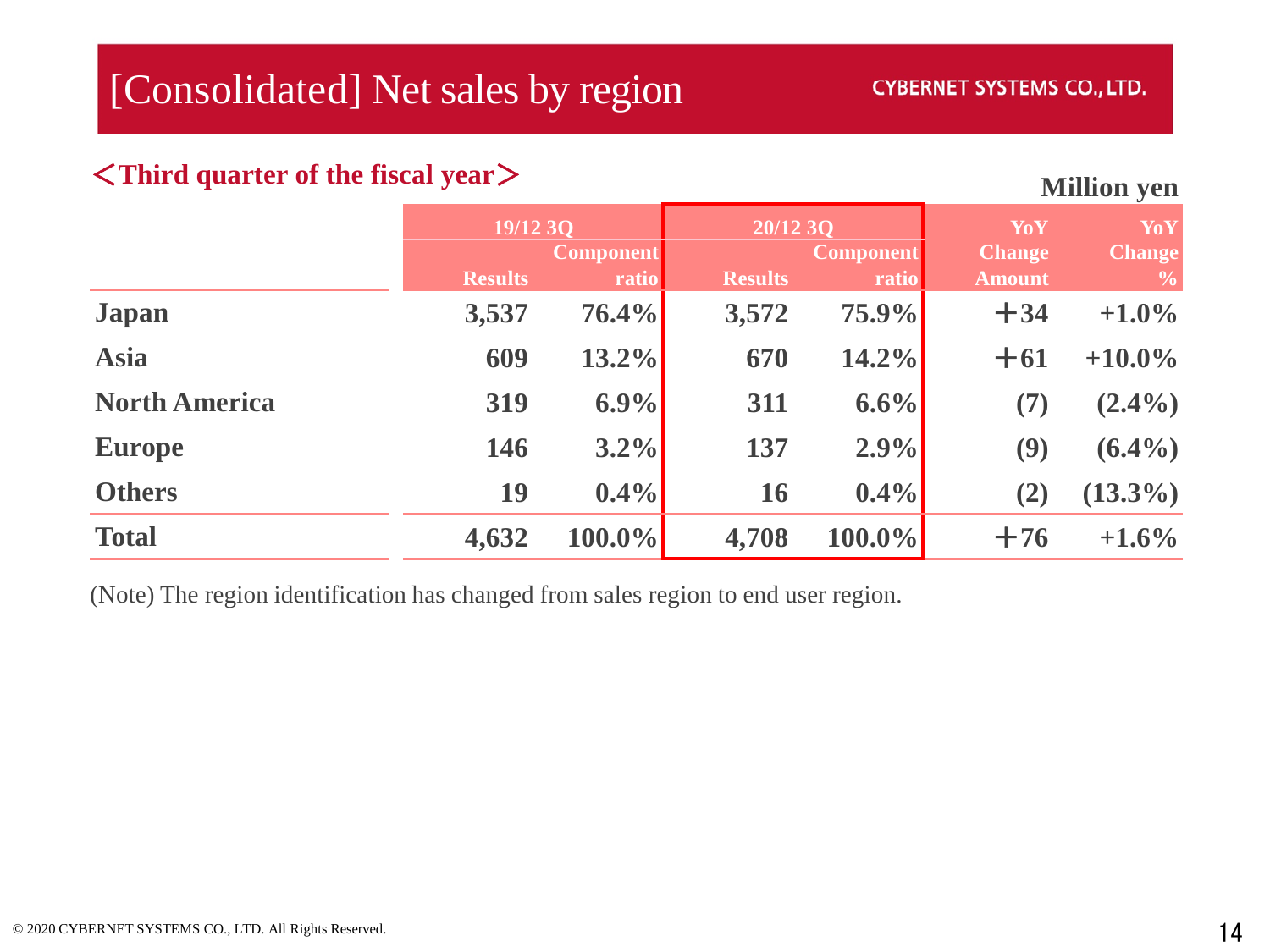# [Consolidated] Net sales by region

CYBERNET SYSTEMS CO., LTD.

## <Third quarter of the fiscal year>

Million yen

| | 19/12 3Q | | 20/12 3Q | | YoY | YoY |
|---|---|---|---|---|---|---|
| | Results | Component ratio | Results | Component ratio | Change Amount | Change % |
| **Japan** | 3,537 | 76.4% | 3,572 | 75.9% | +34 | +1.0% |
| **Asia** | 609 | 13.2% | 670 | 14.2% | +61 | +10.0% |
| **North America** | 319 | 6.9% | 311 | 6.6% | (7) | (2.4%) |
| **Europe** | 146 | 3.2% | 137 | 2.9% | (9) | (6.4%) |
| **Others** | 19 | 0.4% | 16 | 0.4% | (2) | (13.3%) |
| **Total** | 4,632 | 100.0% | 4,708 | 100.0% | +76 | +1.6% |

(Note) The region identification has changed from sales region to end user region.

© 2020 CYBERNET SYSTEMS CO., LTD. All Rights Reserved.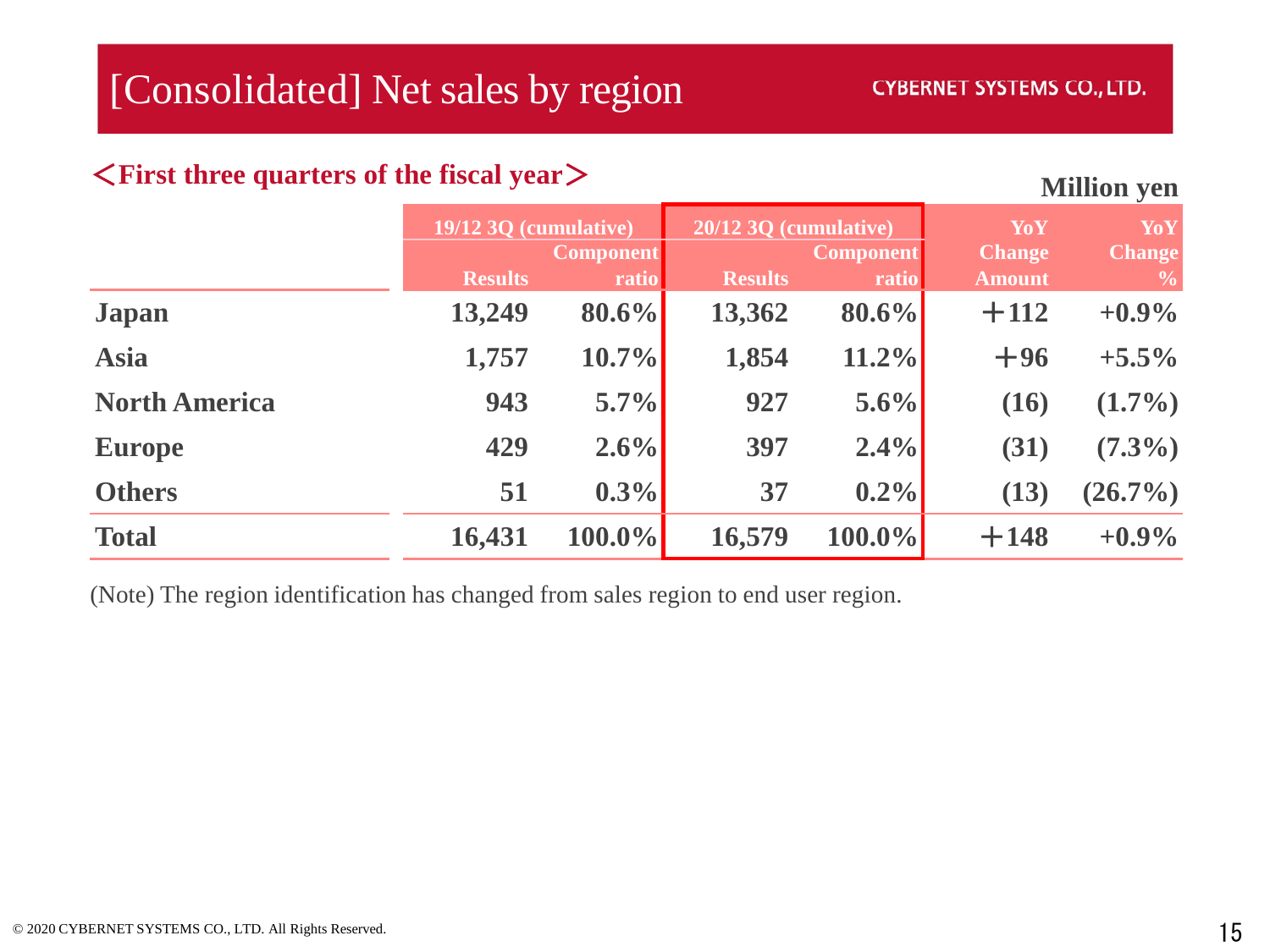# [Consolidated] Net sales by region

## ＜First three quarters of the fiscal year＞

Million yen

| | 19/12 3Q (cumulative) | | 20/12 3Q (cumulative) | | YoY | YoY |
|---|---|---|---|---|---|---|
| | Results | Component ratio | Results | Component ratio | Change Amount | Change % |
| **Japan** | 13,249 | 80.6% | 13,362 | 80.6% | ＋112 | +0.9% |
| **Asia** | 1,757 | 10.7% | 1,854 | 11.2% | ＋96 | +5.5% |
| **North America** | 943 | 5.7% | 927 | 5.6% | (16) | (1.7%) |
| **Europe** | 429 | 2.6% | 397 | 2.4% | (31) | (7.3%) |
| **Others** | 51 | 0.3% | 37 | 0.2% | (13) | (26.7%) |
| **Total** | 16,431 | 100.0% | 16,579 | 100.0% | ＋148 | +0.9% |

(Note) The region identification has changed from sales region to end user region.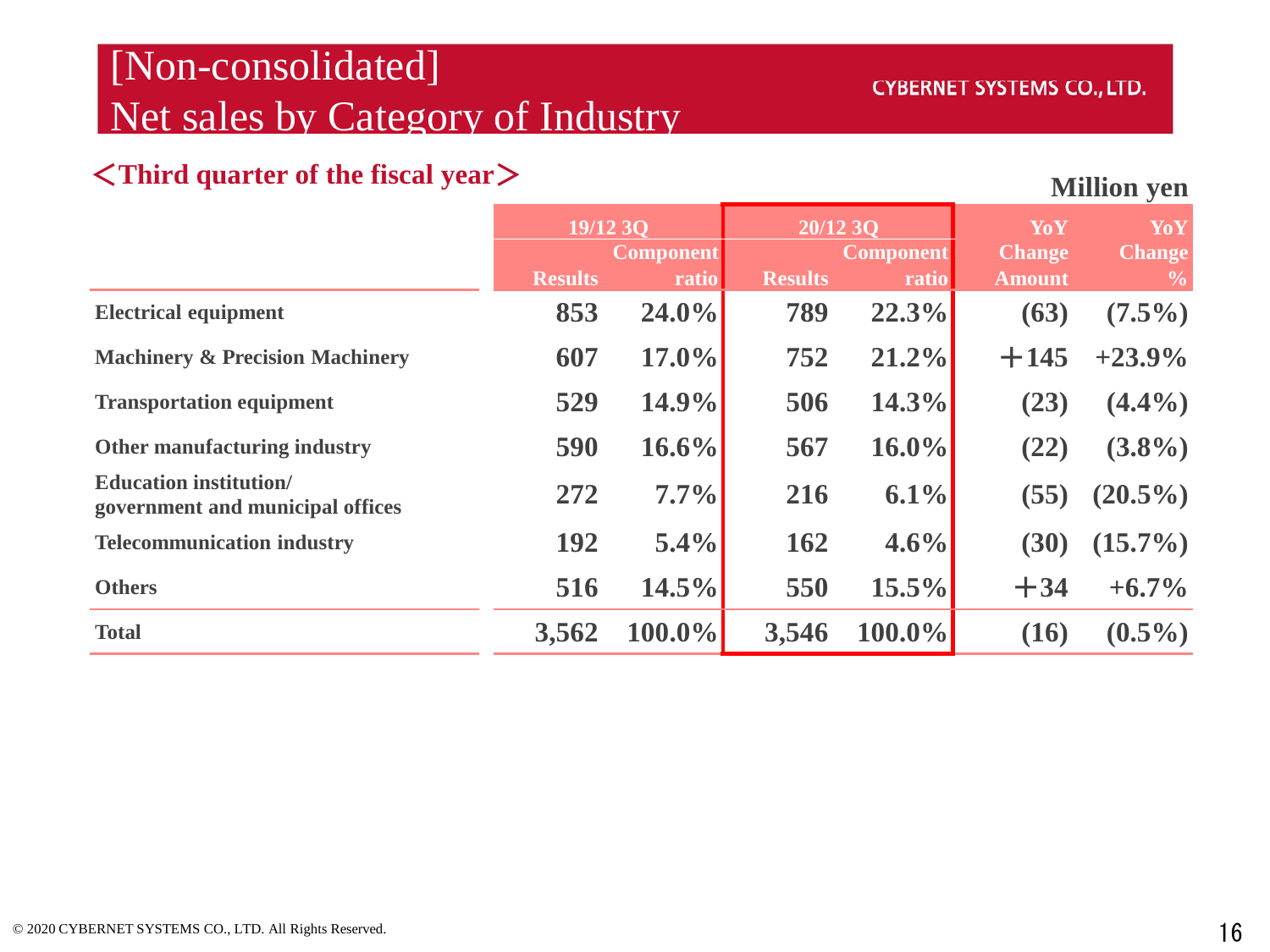# [Non-consolidated] Net sales by Category of Industry

CYBERNET SYSTEMS CO., LTD.

## <Third quarter of the fiscal year>

Million yen

| | 19/12 3Q | | 20/12 3Q | | YoY Change | YoY Change |
|---|---|---|---|---|---|---|
| | Results | Component ratio | Results | Component ratio | Amount | % |
| **Electrical equipment** | 853 | 24.0% | 789 | 22.3% | (63) | (7.5%) |
| **Machinery & Precision Machinery** | 607 | 17.0% | 752 | 21.2% | ＋145 | +23.9% |
| **Transportation equipment** | 529 | 14.9% | 506 | 14.3% | (23) | (4.4%) |
| **Other manufacturing industry** | 590 | 16.6% | 567 | 16.0% | (22) | (3.8%) |
| **Education institution/ government and municipal offices** | 272 | 7.7% | 216 | 6.1% | (55) | (20.5%) |
| **Telecommunication industry** | 192 | 5.4% | 162 | 4.6% | (30) | (15.7%) |
| **Others** | 516 | 14.5% | 550 | 15.5% | ＋34 | +6.7% |
| **Total** | 3,562 | 100.0% | 3,546 | 100.0% | (16) | (0.5%) |

© 2020 CYBERNET SYSTEMS CO., LTD. All Rights Reserved.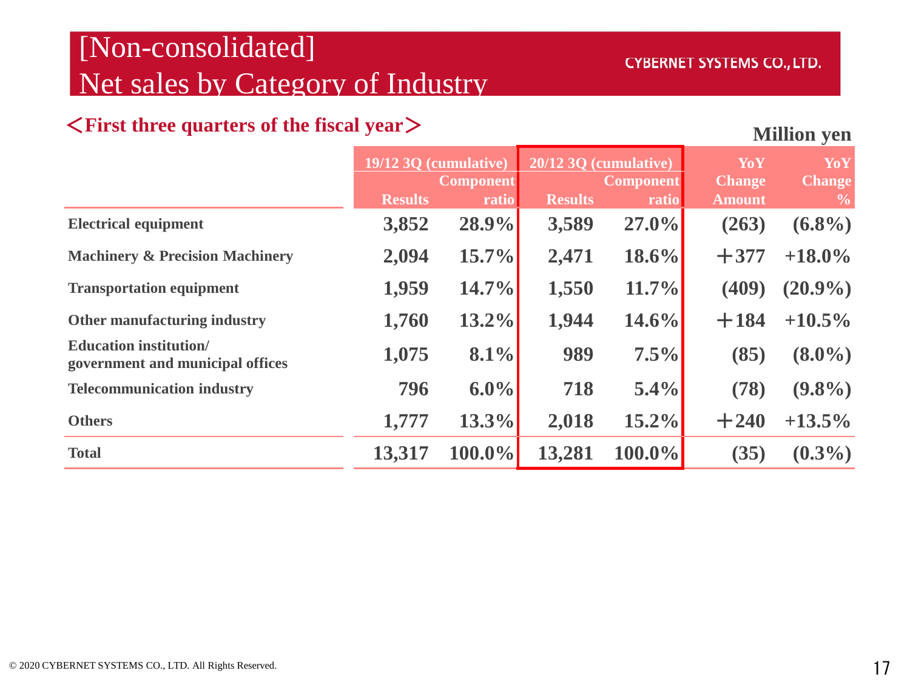# [Non-consolidated] Net sales by Category of Industry

CYBERNET SYSTEMS CO., LTD.

**＜First three quarters of the fiscal year＞**

**Million yen**

| | 19/12 3Q (cumulative) | | 20/12 3Q (cumulative) | | YoY Change Amount | YoY Change % |
|---|---|---|---|---|---|---|
| | Results | Component ratio | Results | Component ratio | | |
| **Electrical equipment** | **3,852** | **28.9%** | **3,589** | **27.0%** | **(263)** | **(6.8%)** |
| **Machinery & Precision Machinery** | **2,094** | **15.7%** | **2,471** | **18.6%** | **＋377** | **+18.0%** |
| **Transportation equipment** | **1,959** | **14.7%** | **1,550** | **11.7%** | **(409)** | **(20.9%)** |
| **Other manufacturing industry** | **1,760** | **13.2%** | **1,944** | **14.6%** | **＋184** | **+10.5%** |
| **Education institution/ government and municipal offices** | **1,075** | **8.1%** | **989** | **7.5%** | **(85)** | **(8.0%)** |
| **Telecommunication industry** | **796** | **6.0%** | **718** | **5.4%** | **(78)** | **(9.8%)** |
| **Others** | **1,777** | **13.3%** | **2,018** | **15.2%** | **＋240** | **+13.5%** |
| **Total** | **13,317** | **100.0%** | **13,281** | **100.0%** | **(35)** | **(0.3%)** |

© 2020 CYBERNET SYSTEMS CO., LTD. All Rights Reserved.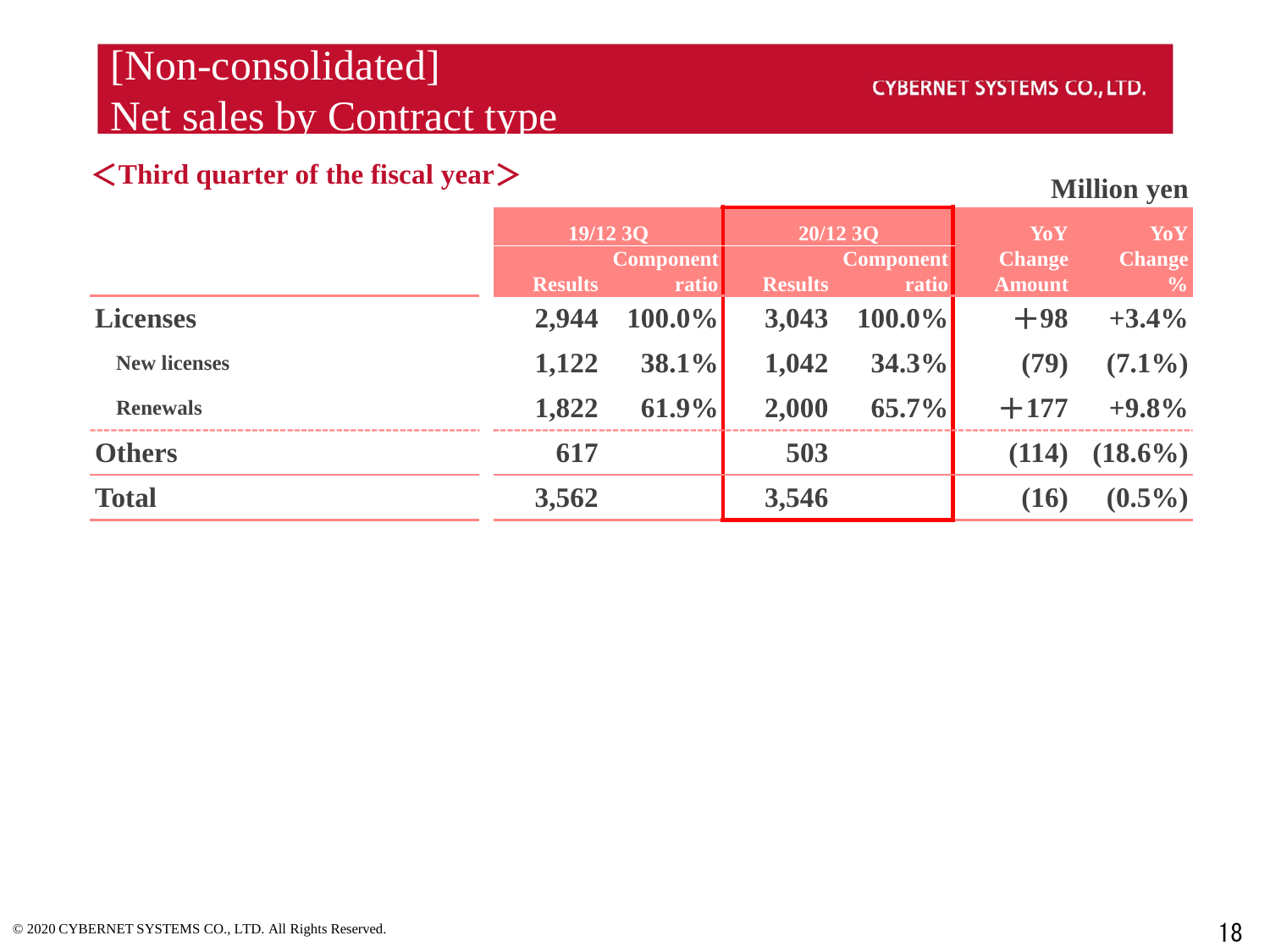# [Non-consolidated] Net sales by Contract type

CYBERNET SYSTEMS CO., LTD.

## ＜Third quarter of the fiscal year＞

Million yen

| | 19/12 3Q | | 20/12 3Q | | YoY Change Amount | YoY Change % |
|---|---|---|---|---|---|---|
| | Results | Component ratio | Results | Component ratio | | |
| **Licenses** | 2,944 | 100.0% | 3,043 | 100.0% | ＋98 | +3.4% |
| New licenses | 1,122 | 38.1% | 1,042 | 34.3% | (79) | (7.1%) |
| Renewals | 1,822 | 61.9% | 2,000 | 65.7% | ＋177 | +9.8% |
| **Others** | 617 | | 503 | | (114) | (18.6%) |
| **Total** | 3,562 | | 3,546 | | (16) | (0.5%) |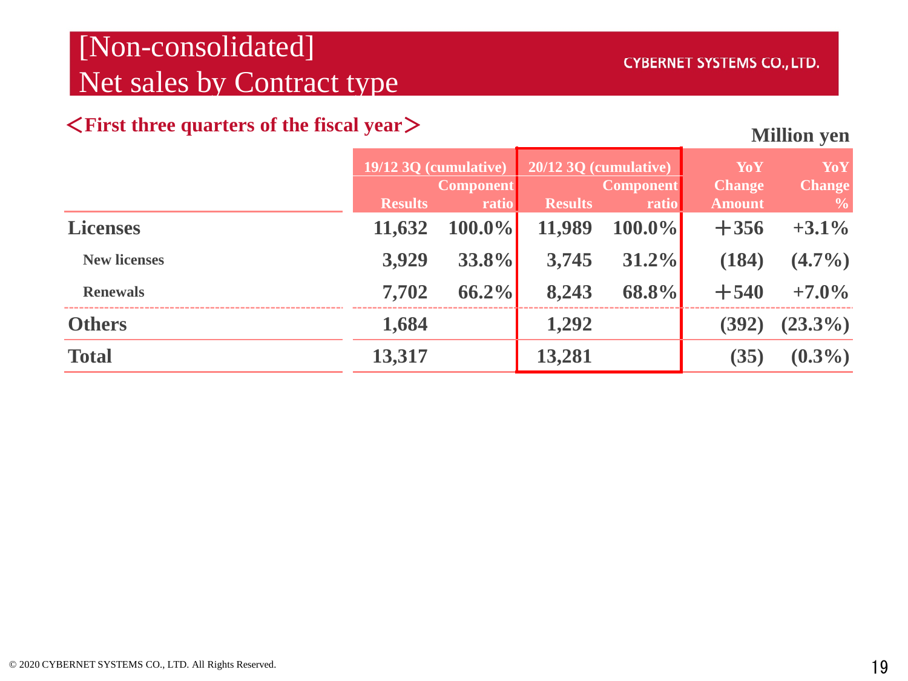# [Non-consolidated] Net sales by Contract type

CYBERNET SYSTEMS CO., LTD.

## ＜First three quarters of the fiscal year＞

Million yen

| | 19/12 3Q (cumulative) | | 20/12 3Q (cumulative) | | YoY Change | YoY Change |
|---|---|---|---|---|---|---|
| | Results | Component ratio | Results | Component ratio | Amount | % |
| **Licenses** | 11,632 | 100.0% | 11,989 | 100.0% | ＋356 | +3.1% |
| New licenses | 3,929 | 33.8% | 3,745 | 31.2% | (184) | (4.7%) |
| Renewals | 7,702 | 66.2% | 8,243 | 68.8% | ＋540 | +7.0% |
| **Others** | 1,684 | | 1,292 | | (392) | (23.3%) |
| **Total** | 13,317 | | 13,281 | | (35) | (0.3%) |

© 2020 CYBERNET SYSTEMS CO., LTD. All Rights Reserved.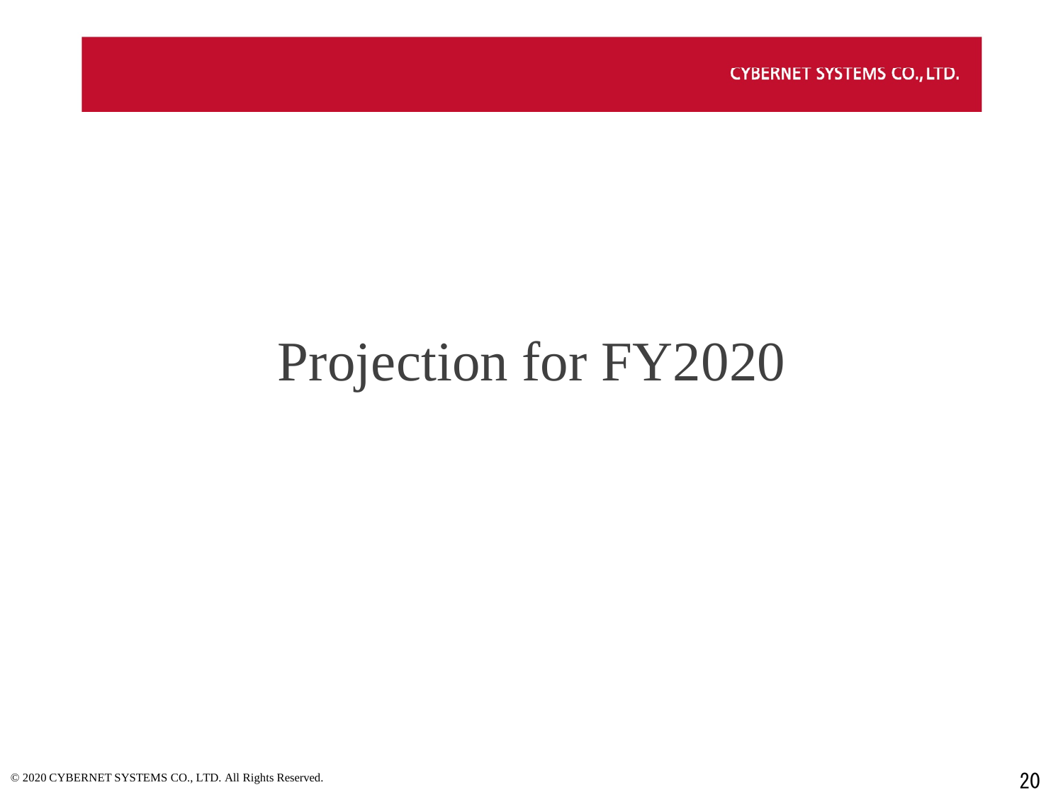# Projection for FY2020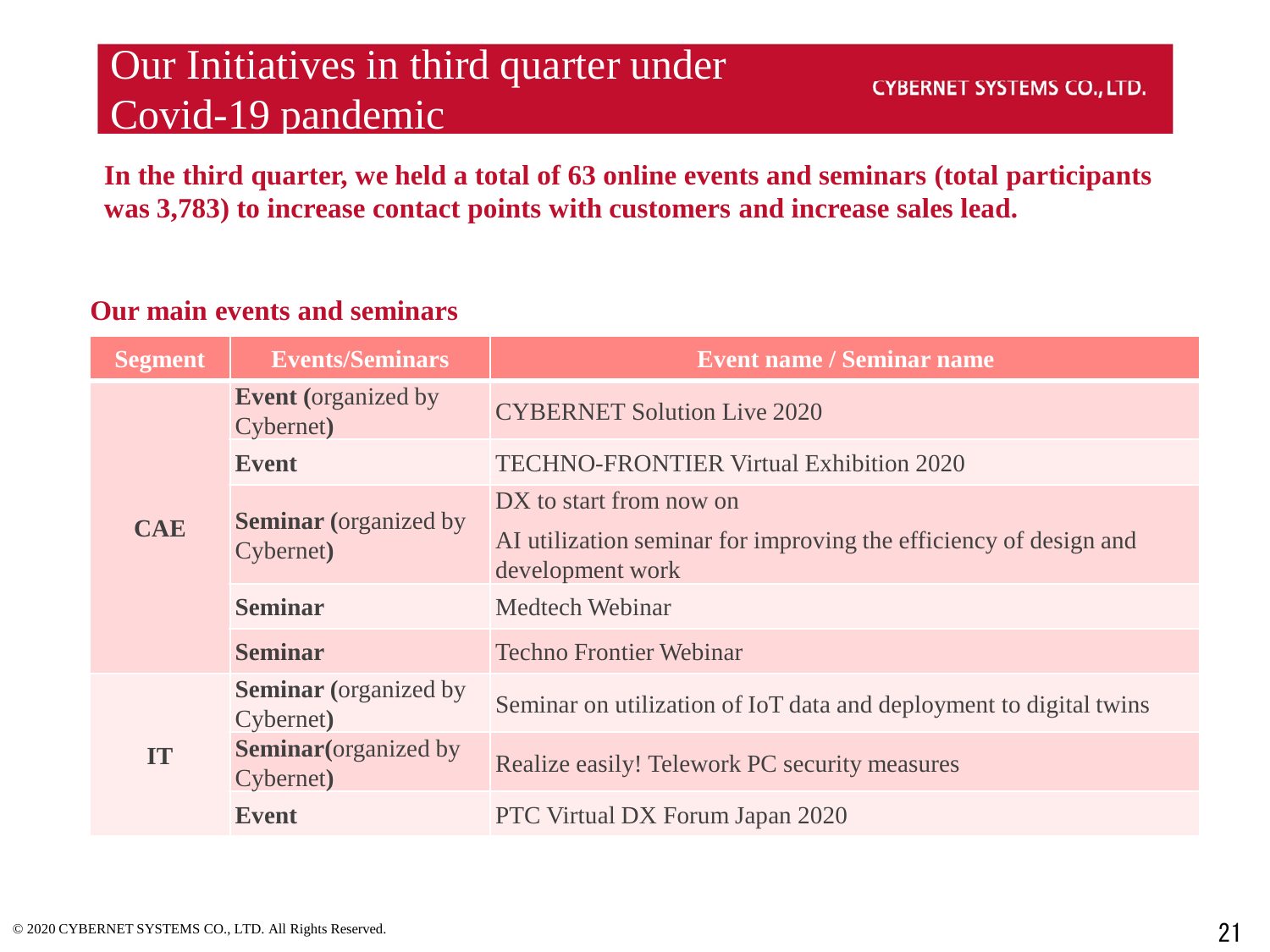# Our Initiatives in third quarter under Covid-19 pandemic

CYBERNET SYSTEMS CO., LTD.

**In the third quarter, we held a total of 63 online events and seminars (total participants was 3,783) to increase contact points with customers and increase sales lead.**

## Our main events and seminars

| Segment | Events/Seminars | Event name / Seminar name |
|---|---|---|
| CAE | **Event (**organized by Cybernet**)** | CYBERNET Solution Live 2020 |
| | **Event** | TECHNO-FRONTIER Virtual Exhibition 2020 |
| | **Seminar (**organized by Cybernet**)** | DX to start from now on<br>AI utilization seminar for improving the efficiency of design and development work |
| | **Seminar** | Medtech Webinar |
| | **Seminar** | Techno Frontier Webinar |
| IT | **Seminar (**organized by Cybernet**)** | Seminar on utilization of IoT data and deployment to digital twins |
| | **Seminar(**organized by Cybernet**)** | Realize easily! Telework PC security measures |
| | **Event** | PTC Virtual DX Forum Japan 2020 |

© 2020 CYBERNET SYSTEMS CO., LTD. All Rights Reserved.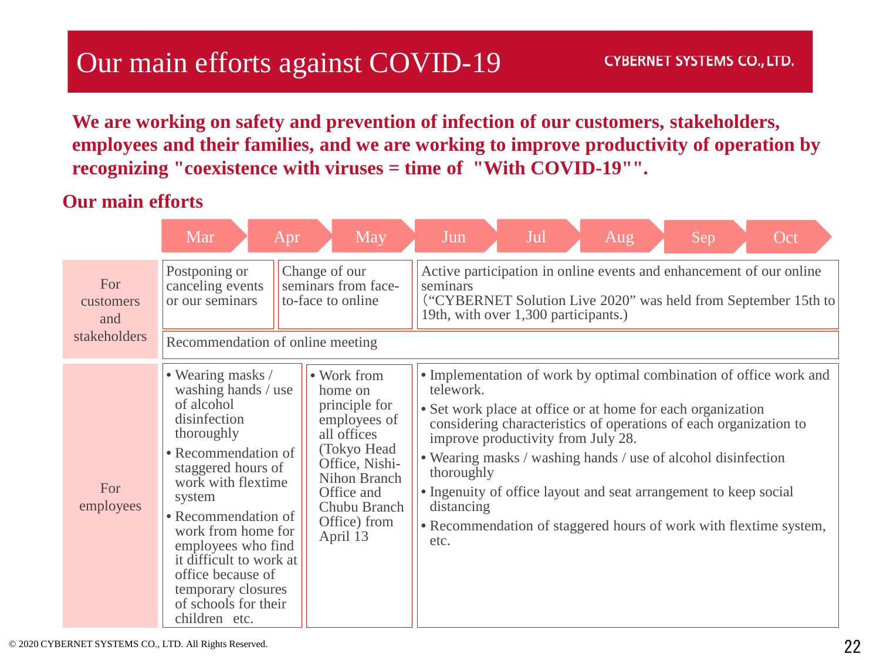# Our main efforts against COVID-19

CYBERNET SYSTEMS CO., LTD.

**We are working on safety and prevention of infection of our customers, stakeholders, employees and their families, and we are working to improve productivity of operation by recognizing "coexistence with viruses = time of "With COVID-19"".**

## Our main efforts

| | Mar | Apr | May | Jun | Jul | Aug | Sep | Oct |
|---|---|---|---|---|---|---|---|---|
| For customers and stakeholders | Postponing or canceling events or our seminars | Change of our seminars from face-to-face to online | | Active participation in online events and enhancement of our online seminars (“CYBERNET Solution Live 2020” was held from September 15th to 19th, with over 1,300 participants.) | | | | |
| | Recommendation of online meeting | | | | | | | |
| For employees | • Wearing masks / washing hands / use of alcohol disinfection thoroughly<br>• Recommendation of staggered hours of work with flextime system<br>• Recommendation of work from home for employees who find it difficult to work at office because of temporary closures of schools for their children etc. | • Work from home on principle for employees of all offices (Tokyo Head Office, Nishi-Nihon Branch Office and Chubu Branch Office) from April 13 | | • Implementation of work by optimal combination of office work and telework.<br>• Set work place at office or at home for each organization considering characteristics of operations of each organization to improve productivity from July 28.<br>• Wearing masks / washing hands / use of alcohol disinfection thoroughly<br>• Ingenuity of office layout and seat arrangement to keep social distancing<br>• Recommendation of staggered hours of work with flextime system, etc. | | | | |

© 2020 CYBERNET SYSTEMS CO., LTD. All Rights Reserved.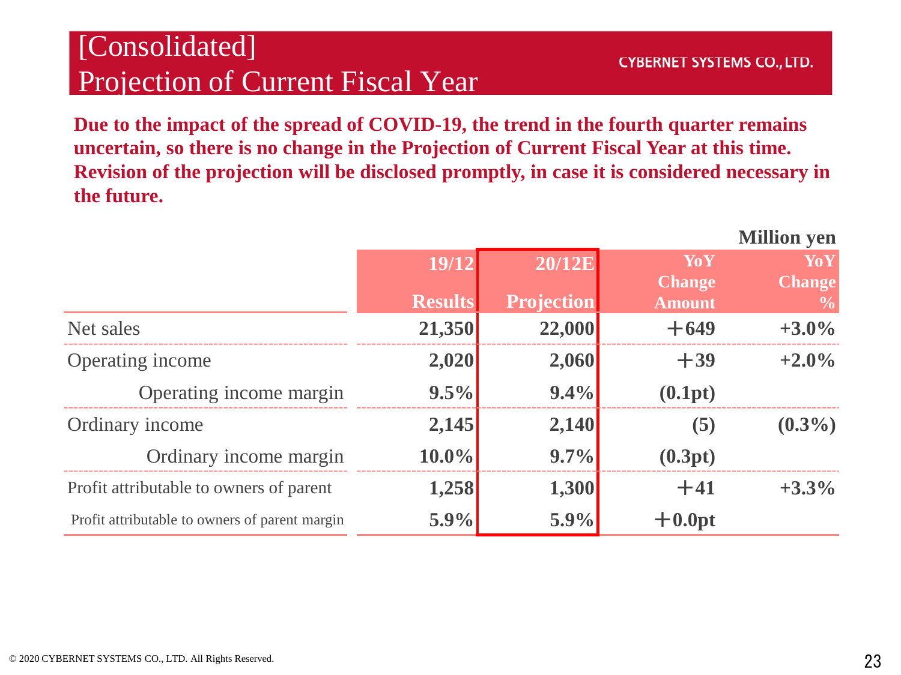# [Consolidated] Projection of Current Fiscal Year

CYBERNET SYSTEMS CO., LTD.

**Due to the impact of the spread of COVID-19, the trend in the fourth quarter remains uncertain, so there is no change in the Projection of Current Fiscal Year at this time. Revision of the projection will be disclosed promptly, in case it is considered necessary in the future.**

Million yen

| | 19/12 Results | 20/12E Projection | YoY Change Amount | YoY Change % |
|---|---|---|---|---|
| Net sales | 21,350 | 22,000 | ＋649 | +3.0% |
| Operating income | 2,020 | 2,060 | ＋39 | +2.0% |
| Operating income margin | 9.5% | 9.4% | (0.1pt) | |
| Ordinary income | 2,145 | 2,140 | (5) | (0.3%) |
| Ordinary income margin | 10.0% | 9.7% | (0.3pt) | |
| Profit attributable to owners of parent | 1,258 | 1,300 | ＋41 | +3.3% |
| Profit attributable to owners of parent margin | 5.9% | 5.9% | ＋0.0pt | |

© 2020 CYBERNET SYSTEMS CO., LTD. All Rights Reserved.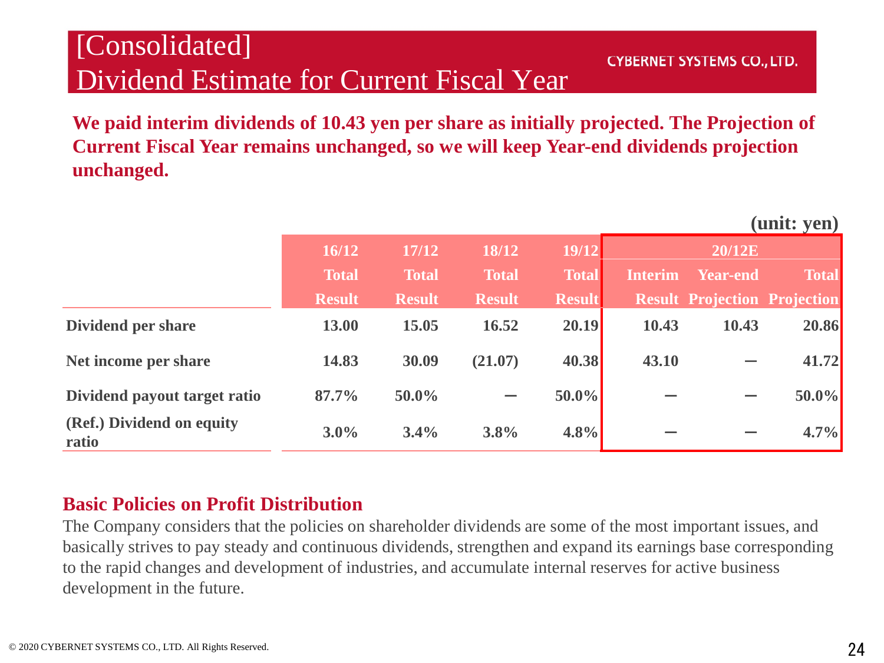# [Consolidated] Dividend Estimate for Current Fiscal Year

**We paid interim dividends of 10.43 yen per share as initially projected. The Projection of Current Fiscal Year remains unchanged, so we will keep Year-end dividends projection unchanged.**

(unit: yen)

| | 16/12 | 17/12 | 18/12 | 19/12 | 20/12E | | |
|---|---|---|---|---|---|---|---|
| | Total Result | Total Result | Total Result | Total Result | Interim Result | Year-end Projection | Total Projection |
| Dividend per share | 13.00 | 15.05 | 16.52 | 20.19 | 10.43 | 10.43 | 20.86 |
| Net income per share | 14.83 | 30.09 | (21.07) | 40.38 | 43.10 | ― | 41.72 |
| Dividend payout target ratio | 87.7% | 50.0% | ― | 50.0% | ― | ― | 50.0% |
| (Ref.) Dividend on equity ratio | 3.0% | 3.4% | 3.8% | 4.8% | ― | ― | 4.7% |

## Basic Policies on Profit Distribution

The Company considers that the policies on shareholder dividends are some of the most important issues, and basically strives to pay steady and continuous dividends, strengthen and expand its earnings base corresponding to the rapid changes and development of industries, and accumulate internal reserves for active business development in the future.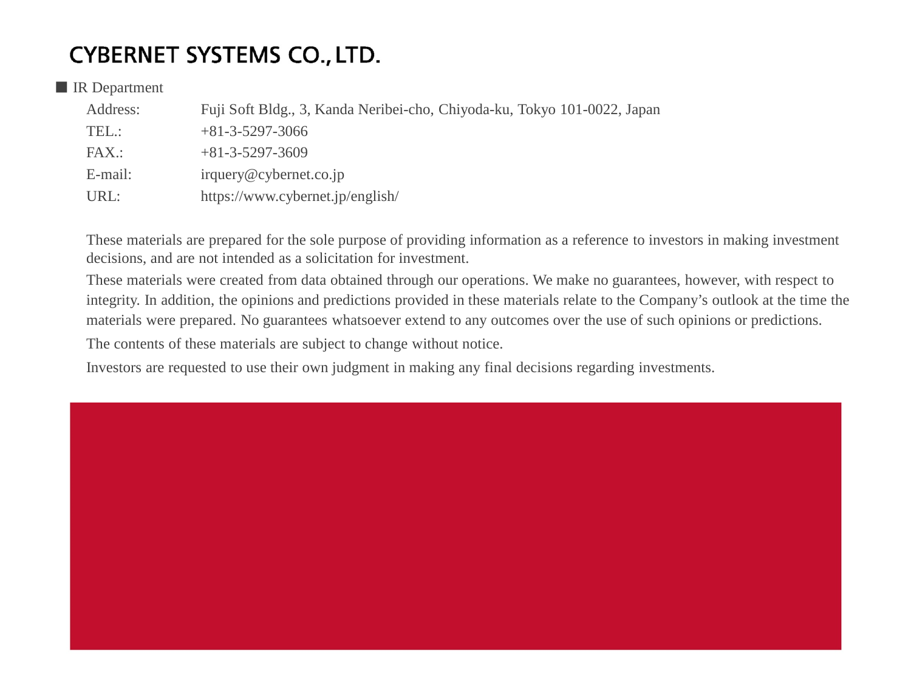# CYBERNET SYSTEMS CO., LTD.

■ IR Department

| | |
|---|---|
| Address: | Fuji Soft Bldg., 3, Kanda Neribei-cho, Chiyoda-ku, Tokyo 101-0022, Japan |
| TEL.: | +81-3-5297-3066 |
| FAX.: | +81-3-5297-3609 |
| E-mail: | irquery@cybernet.co.jp |
| URL: | https://www.cybernet.jp/english/ |

These materials are prepared for the sole purpose of providing information as a reference to investors in making investment decisions, and are not intended as a solicitation for investment.

These materials were created from data obtained through our operations. We make no guarantees, however, with respect to integrity. In addition, the opinions and predictions provided in these materials relate to the Company's outlook at the time the materials were prepared. No guarantees whatsoever extend to any outcomes over the use of such opinions or predictions.

The contents of these materials are subject to change without notice.

Investors are requested to use their own judgment in making any final decisions regarding investments.